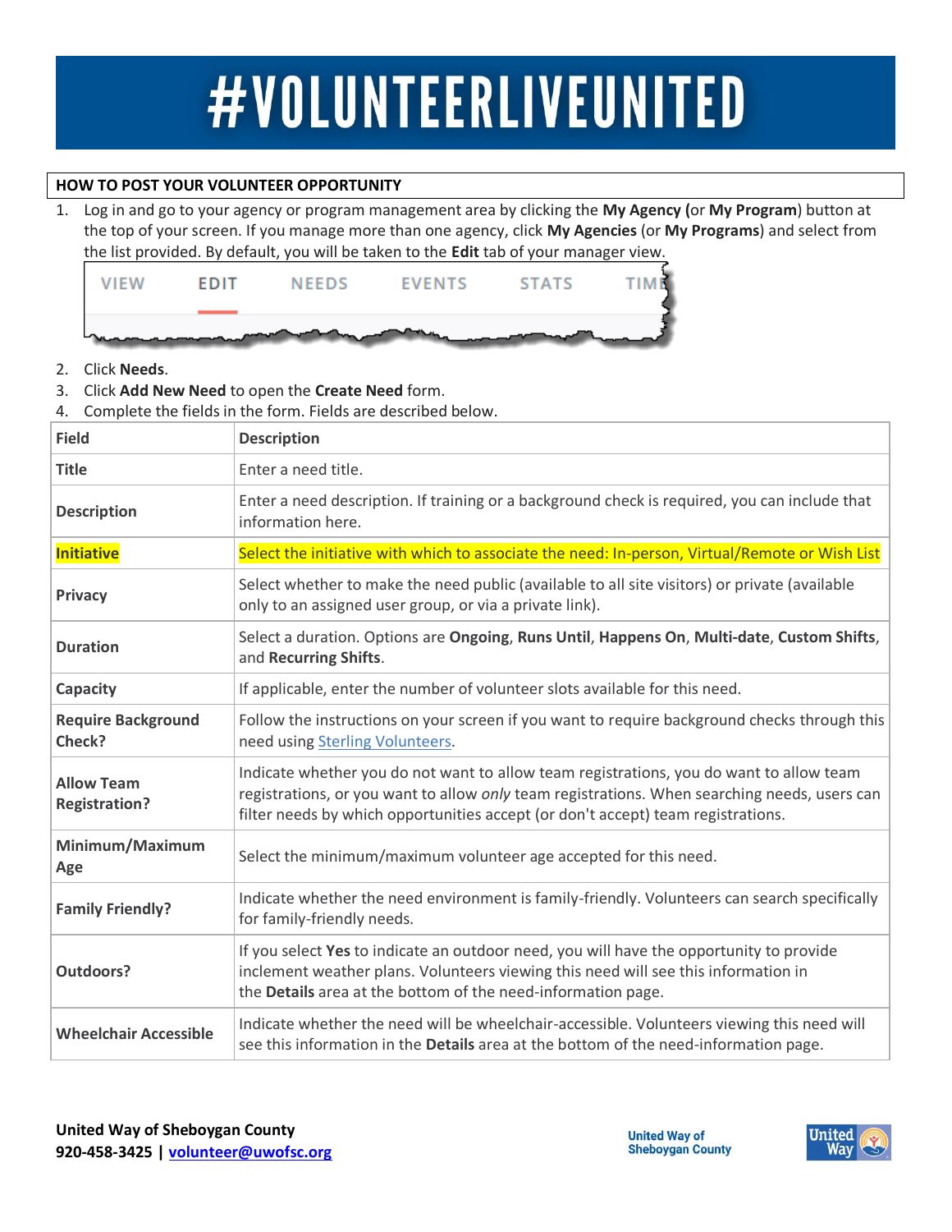# #VOLUNTEERLIVEUNITED

## HOW TO POST YOUR VOLUNTEER OPPORTUNITY

1. Log in and go to your agency or program management area by clicking the **My Agency** (or **My Program**) button at the top of your screen. If you manage more than one agency, click **My Agencies** (or **My Programs**) and select from the list provided. By default, you will be taken to the **Edit** tab of your manager view.

   VIEW | EDIT | NEEDS | EVENTS | STATS | TIME

2. Click **Needs**.
3. Click **Add New Need** to open the **Create Need** form.
4. Complete the fields in the form. Fields are described below.

| Field | Description |
|---|---|
| **Title** | Enter a need title. |
| **Description** | Enter a need description. If training or a background check is required, you can include that information here. |
| **Initiative** | Select the initiative with which to associate the need: In-person, Virtual/Remote or Wish List |
| **Privacy** | Select whether to make the need public (available to all site visitors) or private (available only to an assigned user group, or via a private link). |
| **Duration** | Select a duration. Options are **Ongoing**, **Runs Until**, **Happens On**, **Multi-date**, **Custom Shifts**, and **Recurring Shifts**. |
| **Capacity** | If applicable, enter the number of volunteer slots available for this need. |
| **Require Background Check?** | Follow the instructions on your screen if you want to require background checks through this need using Sterling Volunteers. |
| **Allow Team Registration?** | Indicate whether you do not want to allow team registrations, you do want to allow team registrations, or you want to allow *only* team registrations. When searching needs, users can filter needs by which opportunities accept (or don't accept) team registrations. |
| **Minimum/Maximum Age** | Select the minimum/maximum volunteer age accepted for this need. |
| **Family Friendly?** | Indicate whether the need environment is family-friendly. Volunteers can search specifically for family-friendly needs. |
| **Outdoors?** | If you select **Yes** to indicate an outdoor need, you will have the opportunity to provide inclement weather plans. Volunteers viewing this need will see this information in the **Details** area at the bottom of the need-information page. |
| **Wheelchair Accessible** | Indicate whether the need will be wheelchair-accessible. Volunteers viewing this need will see this information in the **Details** area at the bottom of the need-information page. |

**United Way of Sheboygan County**
**920-458-3425 | volunteer@uwofsc.org**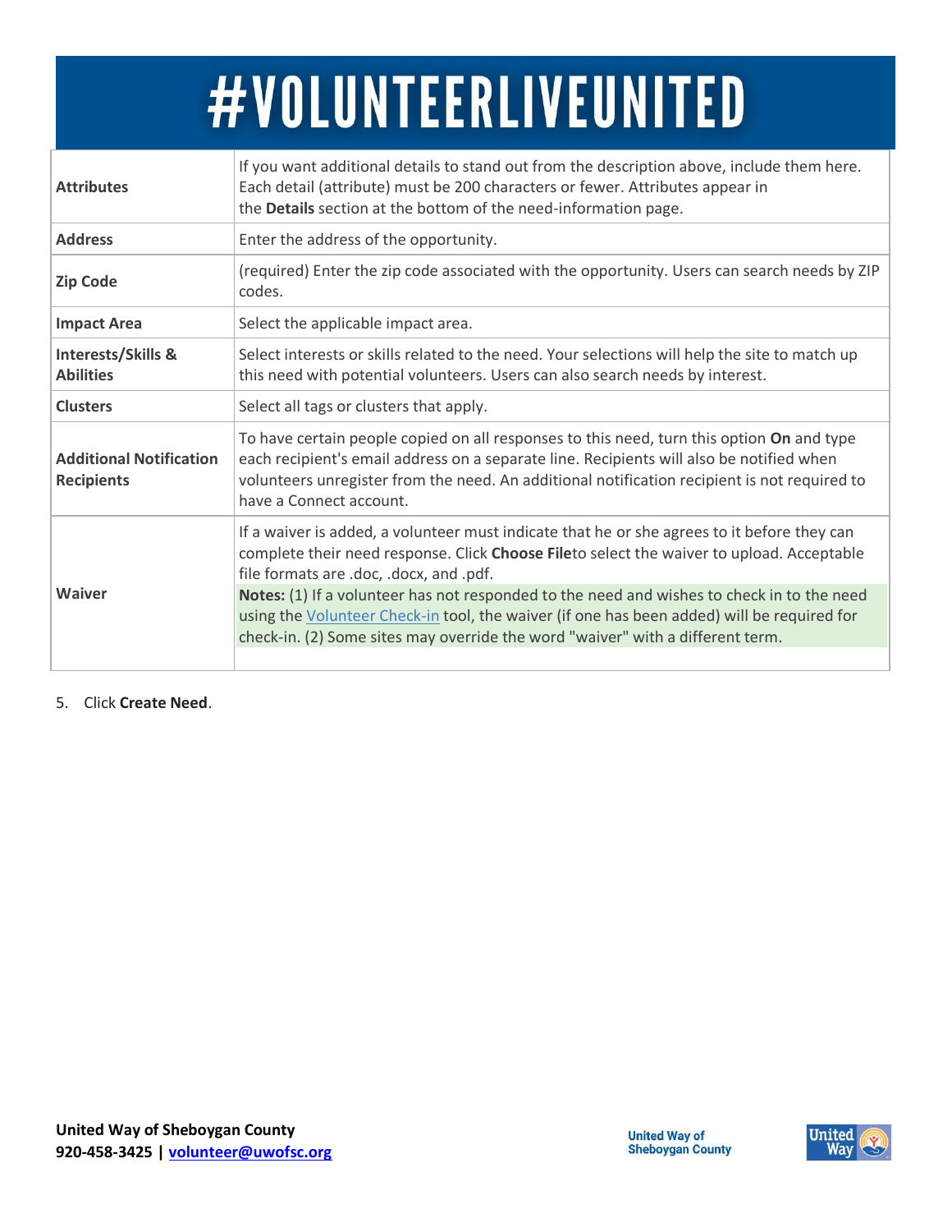# #VOLUNTEERLIVEUNITED

| | |
|---|---|
| **Attributes** | If you want additional details to stand out from the description above, include them here. Each detail (attribute) must be 200 characters or fewer. Attributes appear in the **Details** section at the bottom of the need-information page. |
| **Address** | Enter the address of the opportunity. |
| **Zip Code** | (required) Enter the zip code associated with the opportunity. Users can search needs by ZIP codes. |
| **Impact Area** | Select the applicable impact area. |
| **Interests/Skills & Abilities** | Select interests or skills related to the need. Your selections will help the site to match up this need with potential volunteers. Users can also search needs by interest. |
| **Clusters** | Select all tags or clusters that apply. |
| **Additional Notification Recipients** | To have certain people copied on all responses to this need, turn this option **On** and type each recipient's email address on a separate line. Recipients will also be notified when volunteers unregister from the need. An additional notification recipient is not required to have a Connect account. |
| **Waiver** | If a waiver is added, a volunteer must indicate that he or she agrees to it before they can complete their need response. Click **Choose File**to select the waiver to upload. Acceptable file formats are .doc, .docx, and .pdf. **Notes:** (1) If a volunteer has not responded to the need and wishes to check in to the need using the Volunteer Check-in tool, the waiver (if one has been added) will be required for check-in. (2) Some sites may override the word "waiver" with a different term. |

5. Click **Create Need**.

**United Way of Sheboygan County**
**920-458-3425 | volunteer@uwofsc.org**